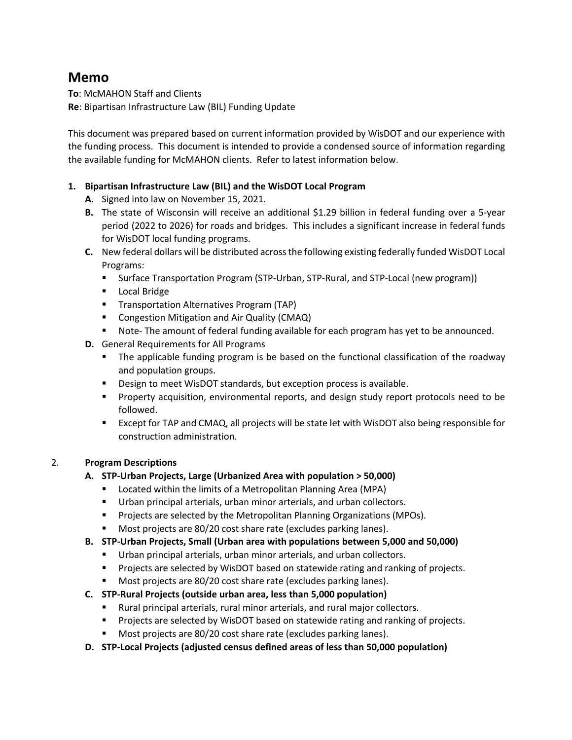# Memo

**To**: McMAHON Staff and Clients
**Re**: Bipartisan Infrastructure Law (BIL) Funding Update

This document was prepared based on current information provided by WisDOT and our experience with the funding process. This document is intended to provide a condensed source of information regarding the available funding for McMAHON clients. Refer to latest information below.

1. **Bipartisan Infrastructure Law (BIL) and the WisDOT Local Program**
   - **A.** Signed into law on November 15, 2021.
   - **B.** The state of Wisconsin will receive an additional $1.29 billion in federal funding over a 5-year period (2022 to 2026) for roads and bridges. This includes a significant increase in federal funds for WisDOT local funding programs.
   - **C.** New federal dollars will be distributed across the following existing federally funded WisDOT Local Programs:
     - Surface Transportation Program (STP-Urban, STP-Rural, and STP-Local (new program))
     - Local Bridge
     - Transportation Alternatives Program (TAP)
     - Congestion Mitigation and Air Quality (CMAQ)
     - Note- The amount of federal funding available for each program has yet to be announced.
   - **D.** General Requirements for All Programs
     - The applicable funding program is be based on the functional classification of the roadway and population groups.
     - Design to meet WisDOT standards, but exception process is available.
     - Property acquisition, environmental reports, and design study report protocols need to be followed.
     - Except for TAP and CMAQ, all projects will be state let with WisDOT also being responsible for construction administration.

2. **Program Descriptions**
   - **A. STP-Urban Projects, Large (Urbanized Area with population > 50,000)**
     - Located within the limits of a Metropolitan Planning Area (MPA)
     - Urban principal arterials, urban minor arterials, and urban collectors.
     - Projects are selected by the Metropolitan Planning Organizations (MPOs).
     - Most projects are 80/20 cost share rate (excludes parking lanes).
   - **B. STP-Urban Projects, Small (Urban area with populations between 5,000 and 50,000)**
     - Urban principal arterials, urban minor arterials, and urban collectors.
     - Projects are selected by WisDOT based on statewide rating and ranking of projects.
     - Most projects are 80/20 cost share rate (excludes parking lanes).
   - **C. STP-Rural Projects (outside urban area, less than 5,000 population)**
     - Rural principal arterials, rural minor arterials, and rural major collectors.
     - Projects are selected by WisDOT based on statewide rating and ranking of projects.
     - Most projects are 80/20 cost share rate (excludes parking lanes).
   - **D. STP-Local Projects (adjusted census defined areas of less than 50,000 population)**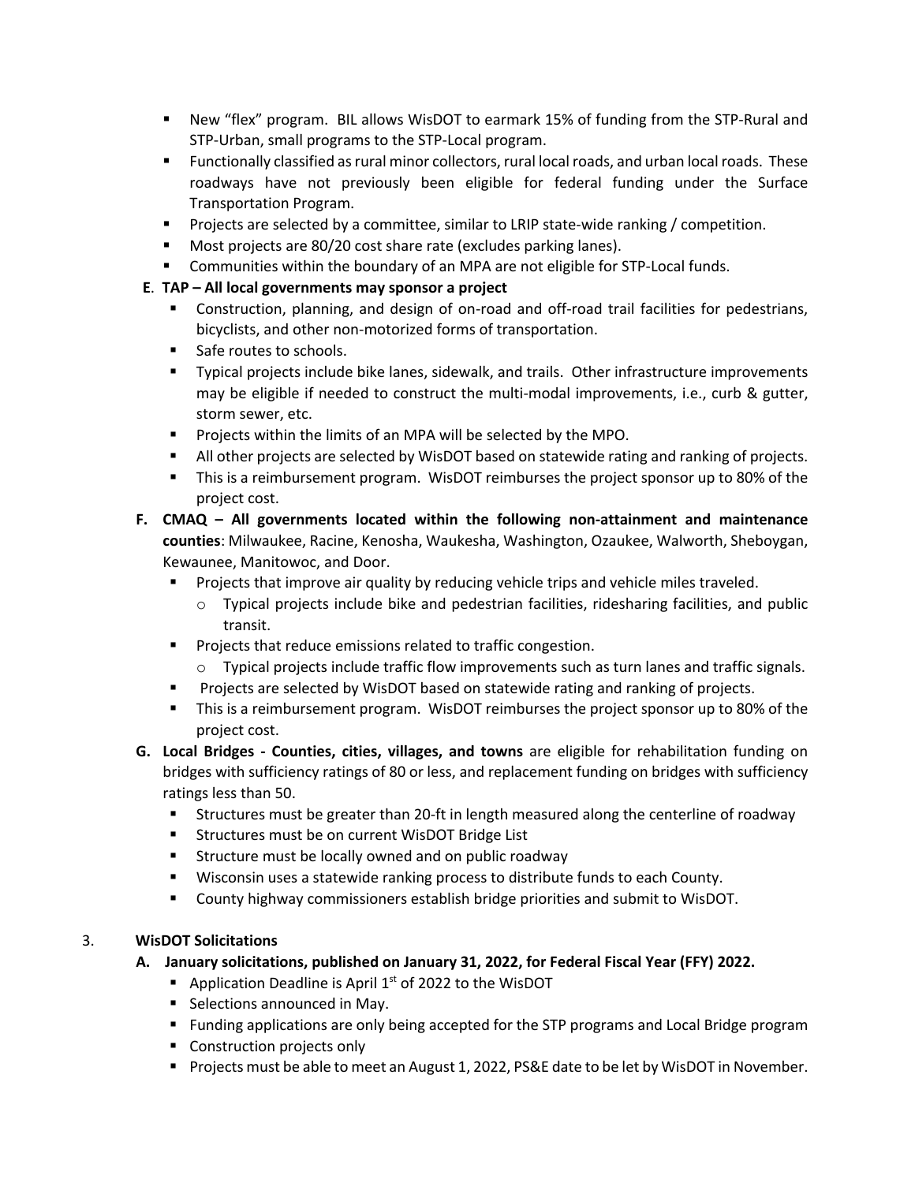- New "flex" program. BIL allows WisDOT to earmark 15% of funding from the STP-Rural and STP-Urban, small programs to the STP-Local program.
- Functionally classified as rural minor collectors, rural local roads, and urban local roads. These roadways have not previously been eligible for federal funding under the Surface Transportation Program.
- Projects are selected by a committee, similar to LRIP state-wide ranking / competition.
- Most projects are 80/20 cost share rate (excludes parking lanes).
- Communities within the boundary of an MPA are not eligible for STP-Local funds.

**E. TAP – All local governments may sponsor a project**

- Construction, planning, and design of on-road and off-road trail facilities for pedestrians, bicyclists, and other non-motorized forms of transportation.
- Safe routes to schools.
- Typical projects include bike lanes, sidewalk, and trails. Other infrastructure improvements may be eligible if needed to construct the multi-modal improvements, i.e., curb & gutter, storm sewer, etc.
- Projects within the limits of an MPA will be selected by the MPO.
- All other projects are selected by WisDOT based on statewide rating and ranking of projects.
- This is a reimbursement program. WisDOT reimburses the project sponsor up to 80% of the project cost.

**F. CMAQ – All governments located within the following non-attainment and maintenance counties**: Milwaukee, Racine, Kenosha, Waukesha, Washington, Ozaukee, Walworth, Sheboygan, Kewaunee, Manitowoc, and Door.

- Projects that improve air quality by reducing vehicle trips and vehicle miles traveled.
  - Typical projects include bike and pedestrian facilities, ridesharing facilities, and public transit.
- Projects that reduce emissions related to traffic congestion.
  - Typical projects include traffic flow improvements such as turn lanes and traffic signals.
- Projects are selected by WisDOT based on statewide rating and ranking of projects.
- This is a reimbursement program. WisDOT reimburses the project sponsor up to 80% of the project cost.

**G. Local Bridges - Counties, cities, villages, and towns** are eligible for rehabilitation funding on bridges with sufficiency ratings of 80 or less, and replacement funding on bridges with sufficiency ratings less than 50.

- Structures must be greater than 20-ft in length measured along the centerline of roadway
- Structures must be on current WisDOT Bridge List
- Structure must be locally owned and on public roadway
- Wisconsin uses a statewide ranking process to distribute funds to each County.
- County highway commissioners establish bridge priorities and submit to WisDOT.

3. **WisDOT Solicitations**

**A. January solicitations, published on January 31, 2022, for Federal Fiscal Year (FFY) 2022.**

- Application Deadline is April 1st of 2022 to the WisDOT
- Selections announced in May.
- Funding applications are only being accepted for the STP programs and Local Bridge program
- Construction projects only
- Projects must be able to meet an August 1, 2022, PS&E date to be let by WisDOT in November.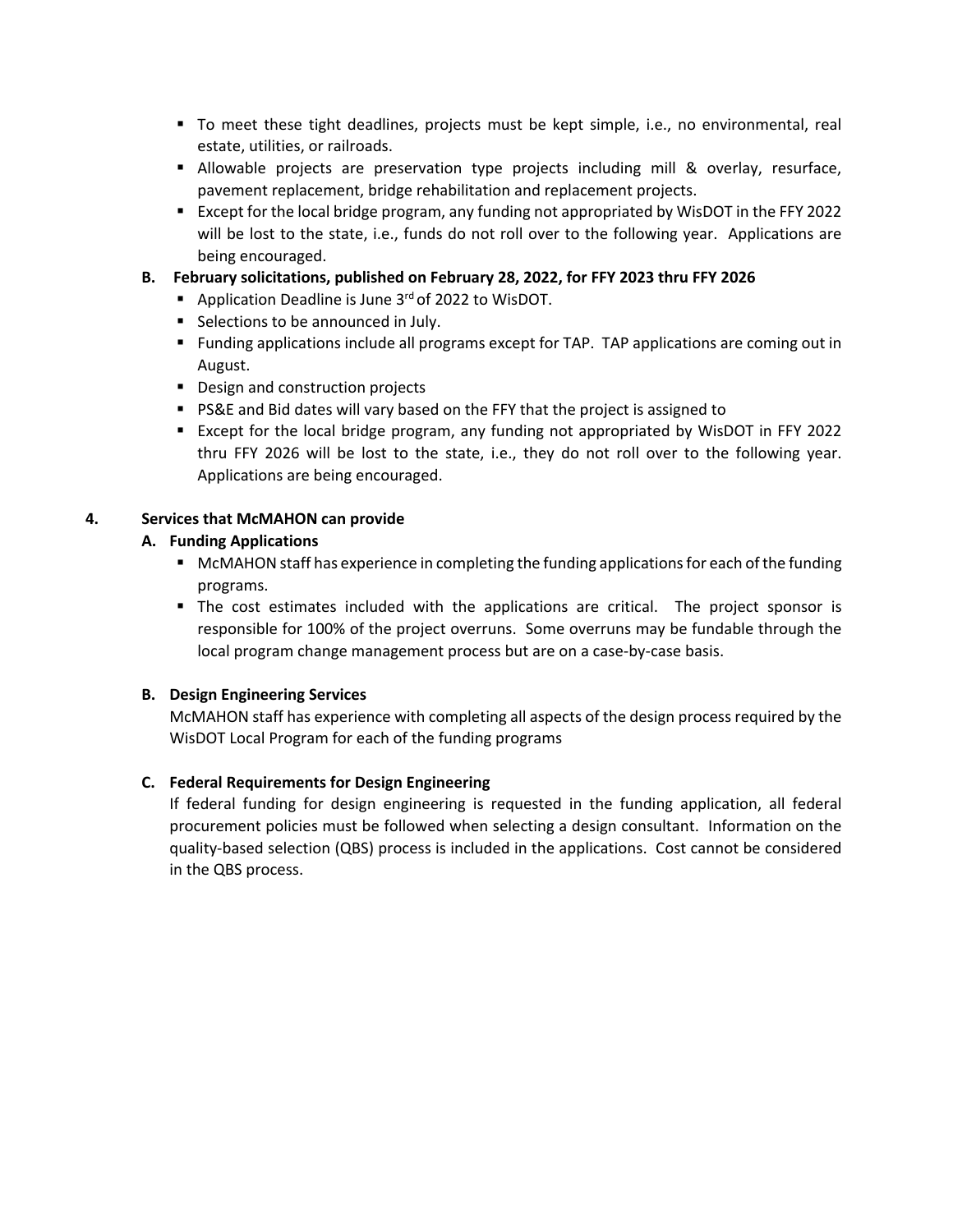- To meet these tight deadlines, projects must be kept simple, i.e., no environmental, real estate, utilities, or railroads.
- Allowable projects are preservation type projects including mill & overlay, resurface, pavement replacement, bridge rehabilitation and replacement projects.
- Except for the local bridge program, any funding not appropriated by WisDOT in the FFY 2022 will be lost to the state, i.e., funds do not roll over to the following year. Applications are being encouraged.

**B. February solicitations, published on February 28, 2022, for FFY 2023 thru FFY 2026**

- Application Deadline is June 3rd of 2022 to WisDOT.
- Selections to be announced in July.
- Funding applications include all programs except for TAP. TAP applications are coming out in August.
- Design and construction projects
- PS&E and Bid dates will vary based on the FFY that the project is assigned to
- Except for the local bridge program, any funding not appropriated by WisDOT in FFY 2022 thru FFY 2026 will be lost to the state, i.e., they do not roll over to the following year. Applications are being encouraged.

**4. Services that McMAHON can provide**

**A. Funding Applications**

- McMAHON staff has experience in completing the funding applications for each of the funding programs.
- The cost estimates included with the applications are critical. The project sponsor is responsible for 100% of the project overruns. Some overruns may be fundable through the local program change management process but are on a case-by-case basis.

**B. Design Engineering Services**

McMAHON staff has experience with completing all aspects of the design process required by the WisDOT Local Program for each of the funding programs

**C. Federal Requirements for Design Engineering**

If federal funding for design engineering is requested in the funding application, all federal procurement policies must be followed when selecting a design consultant. Information on the quality-based selection (QBS) process is included in the applications. Cost cannot be considered in the QBS process.